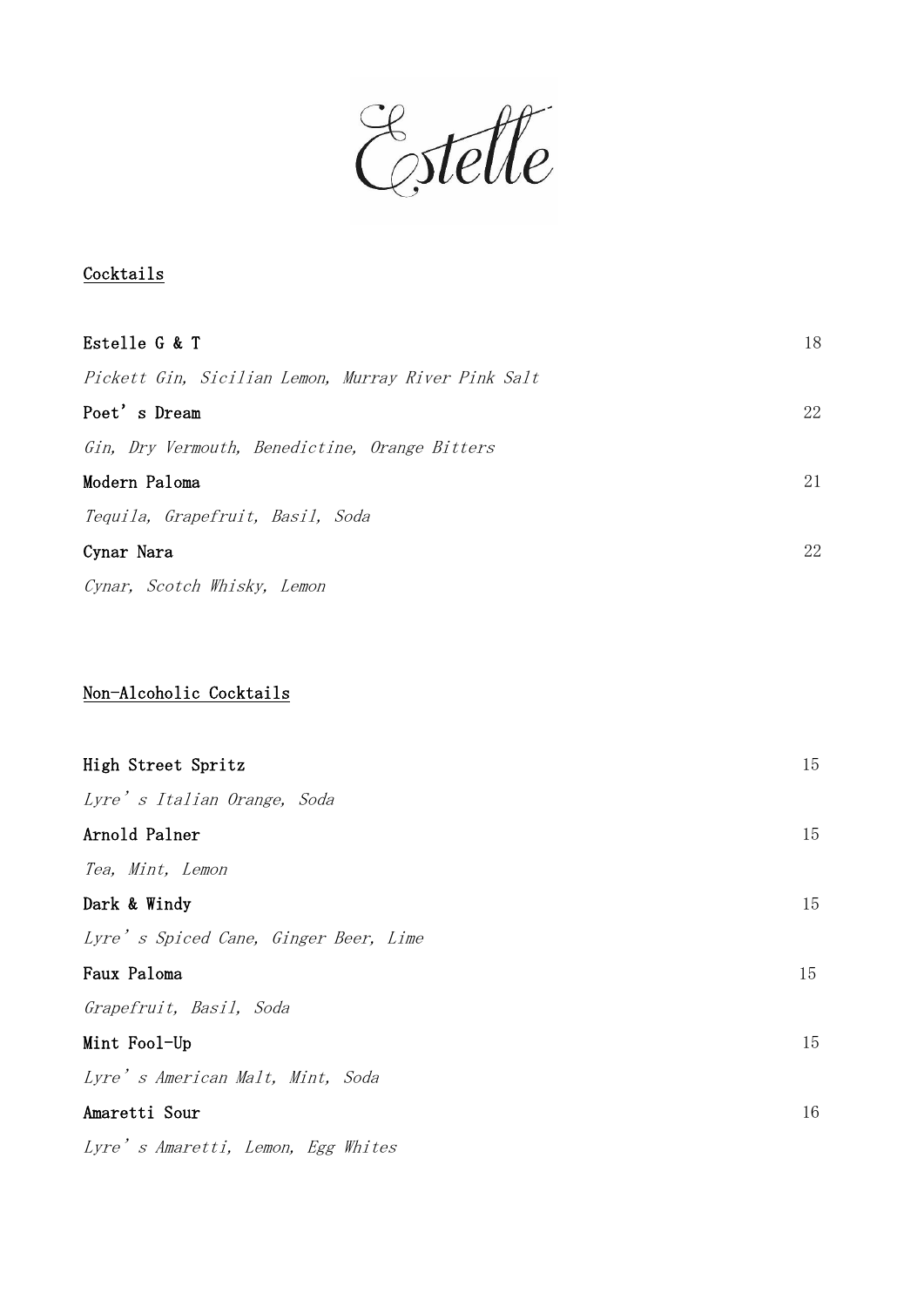# Estelle

## Cocktails

**Estelle G & T** 18

*Pickett Gin, Sicilian Lemon, Murray River Pink Salt*

**Poet's Dream** 22

*Gin, Dry Vermouth, Benedictine, Orange Bitters*

**Modern Paloma** 21

*Tequila, Grapefruit, Basil, Soda*

**Cynar Nara** 22

*Cynar, Scotch Whisky, Lemon*

## Non-Alcoholic Cocktails

**High Street Spritz** 15

*Lyre's Italian Orange, Soda*

**Arnold Palner** 15

*Tea, Mint, Lemon*

**Dark & Windy** 15

*Lyre's Spiced Cane, Ginger Beer, Lime*

**Faux Paloma** 15

*Grapefruit, Basil, Soda*

**Mint Fool-Up** 15

*Lyre's American Malt, Mint, Soda*

**Amaretti Sour** 16

*Lyre's Amaretti, Lemon, Egg Whites*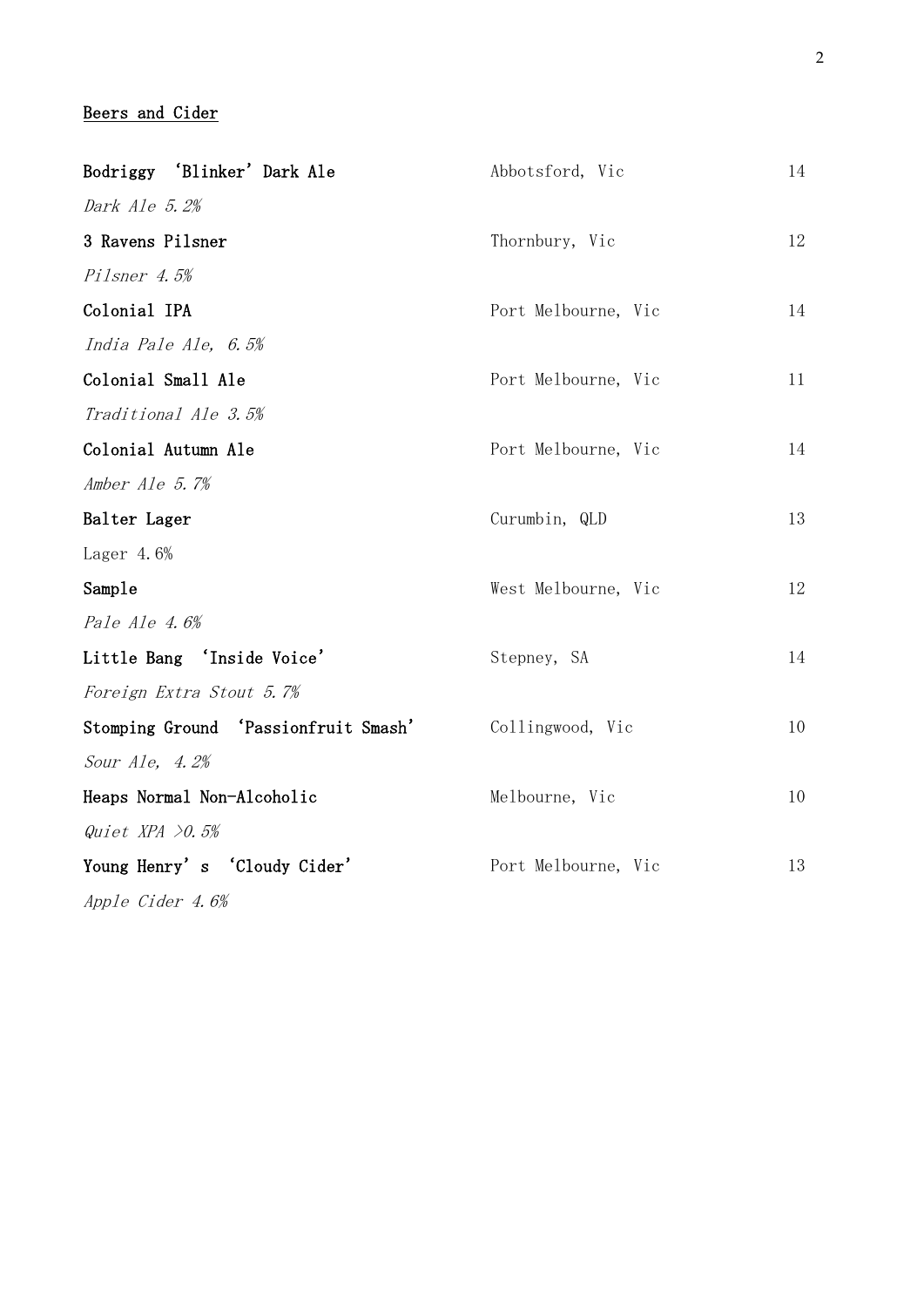## Beers and Cider

**Bodriggy 'Blinker' Dark Ale** — Abbotsford, Vic — 14
*Dark Ale 5.2%*

**3 Ravens Pilsner** — Thornbury, Vic — 12
*Pilsner 4.5%*

**Colonial IPA** — Port Melbourne, Vic — 14
*India Pale Ale, 6.5%*

**Colonial Small Ale** — Port Melbourne, Vic — 11
*Traditional Ale 3.5%*

**Colonial Autumn Ale** — Port Melbourne, Vic — 14
*Amber Ale 5.7%*

**Balter Lager** — Curumbin, QLD — 13
Lager 4.6%

**Sample** — West Melbourne, Vic — 12
*Pale Ale 4.6%*

**Little Bang 'Inside Voice'** — Stepney, SA — 14
*Foreign Extra Stout 5.7%*

**Stomping Ground 'Passionfruit Smash'** — Collingwood, Vic — 10
*Sour Ale, 4.2%*

**Heaps Normal Non-Alcoholic** — Melbourne, Vic — 10
*Quiet XPA >0.5%*

**Young Henry's 'Cloudy Cider'** — Port Melbourne, Vic — 13
*Apple Cider 4.6%*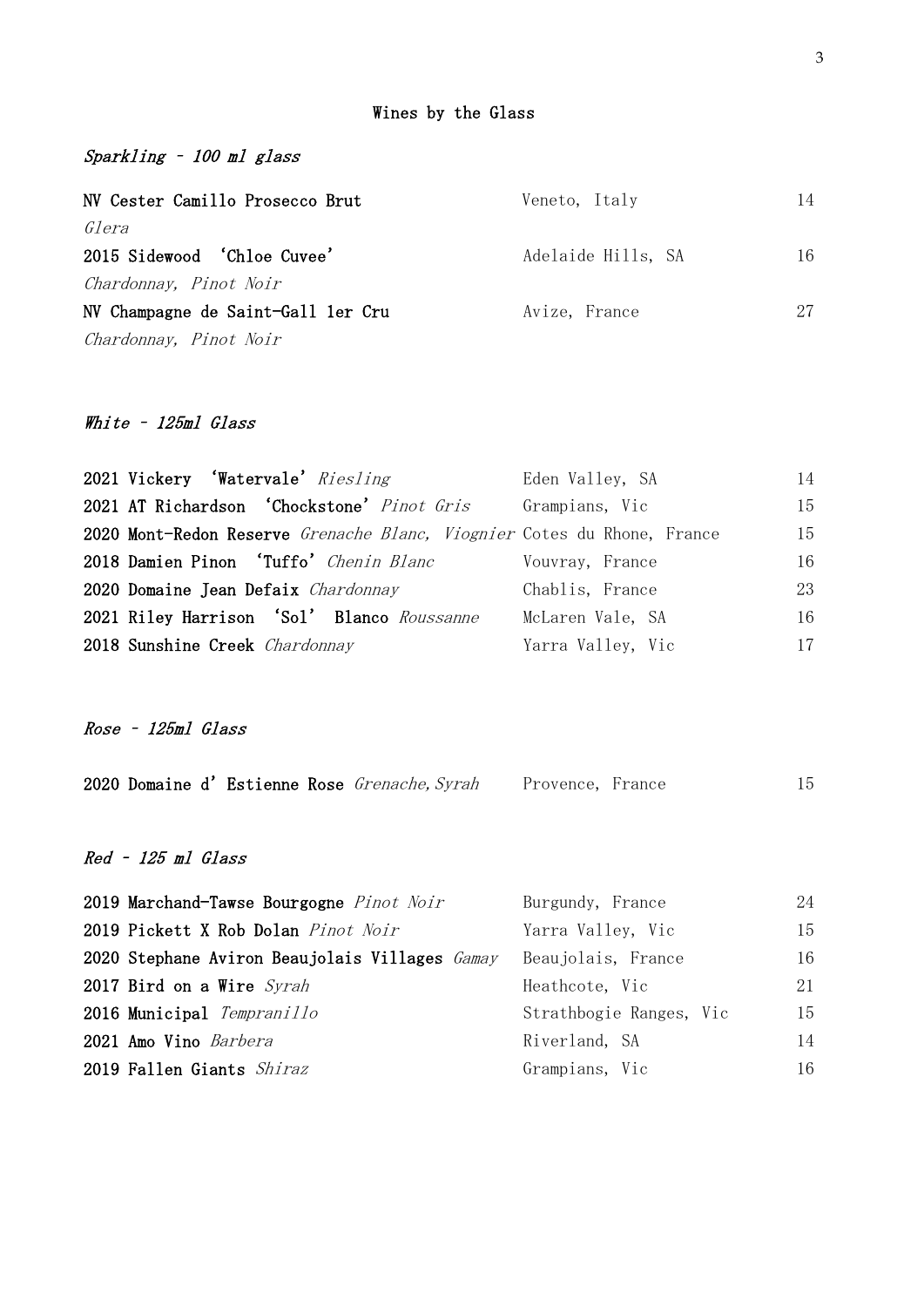# Wines by the Glass

## *Sparkling – 100 ml glass*

| Wine | Region | Price |
|---|---|---|
| **NV Cester Camillo Prosecco Brut** *Glera* | Veneto, Italy | 14 |
| **2015 Sidewood 'Chloe Cuvee'** *Chardonnay, Pinot Noir* | Adelaide Hills, SA | 16 |
| **NV Champagne de Saint-Gall 1er Cru** *Chardonnay, Pinot Noir* | Avize, France | 27 |

## *White – 125ml Glass*

| Wine | Region | Price |
|---|---|---|
| **2021 Vickery 'Watervale'** *Riesling* | Eden Valley, SA | 14 |
| **2021 AT Richardson 'Chockstone'** *Pinot Gris* | Grampians, Vic | 15 |
| **2020 Mont-Redon Reserve** *Grenache Blanc, Viognier* | Cotes du Rhone, France | 15 |
| **2018 Damien Pinon 'Tuffo'** *Chenin Blanc* | Vouvray, France | 16 |
| **2020 Domaine Jean Defaix** *Chardonnay* | Chablis, France | 23 |
| **2021 Riley Harrison 'Sol' Blanco** *Roussanne* | McLaren Vale, SA | 16 |
| **2018 Sunshine Creek** *Chardonnay* | Yarra Valley, Vic | 17 |

## *Rose – 125ml Glass*

| Wine | Region | Price |
|---|---|---|
| **2020 Domaine d'Estienne Rose** *Grenache, Syrah* | Provence, France | 15 |

## *Red – 125 ml Glass*

| Wine | Region | Price |
|---|---|---|
| **2019 Marchand-Tawse Bourgogne** *Pinot Noir* | Burgundy, France | 24 |
| **2019 Pickett X Rob Dolan** *Pinot Noir* | Yarra Valley, Vic | 15 |
| **2020 Stephane Aviron Beaujolais Villages** *Gamay* | Beaujolais, France | 16 |
| **2017 Bird on a Wire** *Syrah* | Heathcote, Vic | 21 |
| **2016 Municipal** *Tempranillo* | Strathbogie Ranges, Vic | 15 |
| **2021 Amo Vino** *Barbera* | Riverland, SA | 14 |
| **2019 Fallen Giants** *Shiraz* | Grampians, Vic | 16 |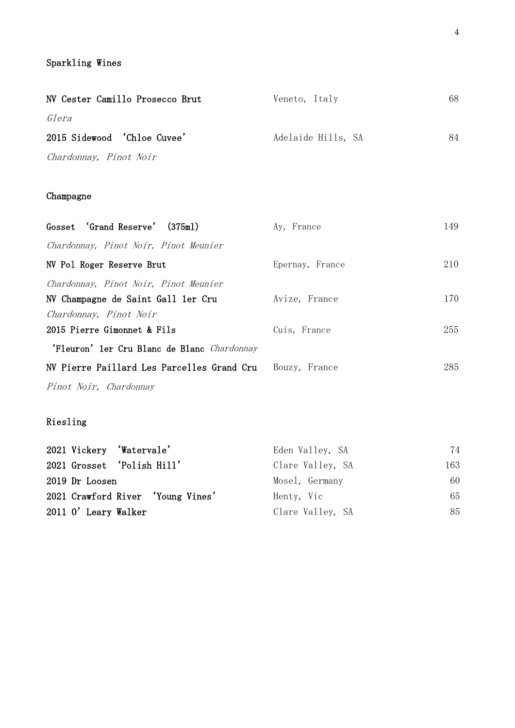## Sparkling Wines

| Wine | Region | Price |
| --- | --- | --- |
| **NV Cester Camillo Prosecco Brut** *Glera* | Veneto, Italy | 68 |
| **2015 Sidewood 'Chloe Cuvee'** *Chardonnay, Pinot Noir* | Adelaide Hills, SA | 84 |

## Champagne

| Wine | Region | Price |
| --- | --- | --- |
| **Gosset 'Grand Reserve' (375ml)** *Chardonnay, Pinot Noir, Pinot Meunier* | Ay, France | 149 |
| **NV Pol Roger Reserve Brut** *Chardonnay, Pinot Noir, Pinot Meunier* | Epernay, France | 210 |
| **NV Champagne de Saint Gall 1er Cru** *Chardonnay, Pinot Noir* | Avize, France | 170 |
| **2015 Pierre Gimonnet & Fils 'Fleuron' 1er Cru Blanc de Blanc** *Chardonnay* | Cuis, France | 255 |
| **NV Pierre Paillard Les Parcelles Grand Cru** *Pinot Noir, Chardonnay* | Bouzy, France | 285 |

## Riesling

| Wine | Region | Price |
| --- | --- | --- |
| **2021 Vickery 'Watervale'** | Eden Valley, SA | 74 |
| **2021 Grosset 'Polish Hill'** | Clare Valley, SA | 163 |
| **2019 Dr Loosen** | Mosel, Germany | 60 |
| **2021 Crawford River 'Young Vines'** | Henty, Vic | 65 |
| **2011 O'Leary Walker** | Clare Valley, SA | 85 |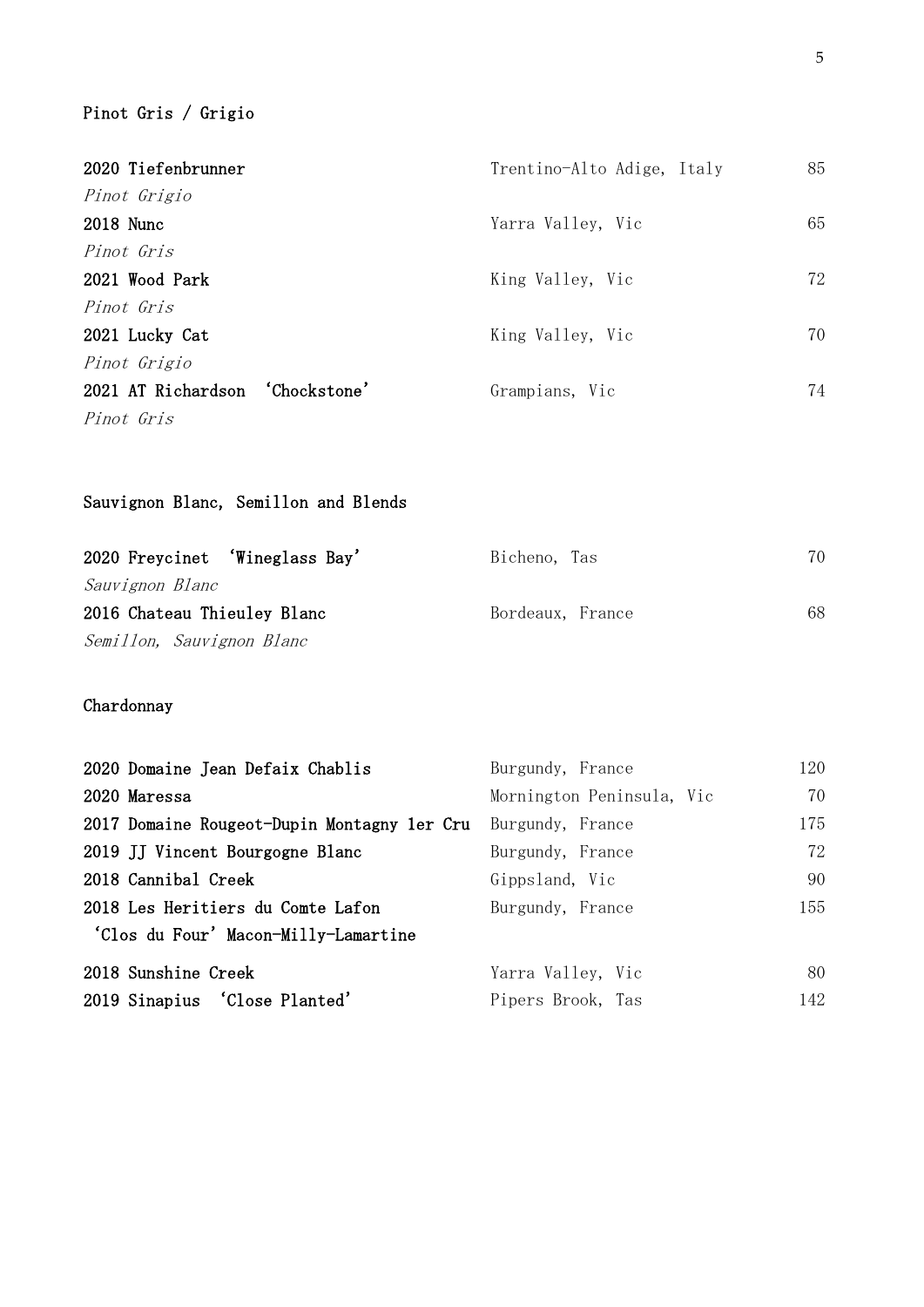## Pinot Gris / Grigio

| | | |
|---|---|---|
| **2020 Tiefenbrunner**<br>*Pinot Grigio* | Trentino-Alto Adige, Italy | 85 |
| **2018 Nunc**<br>*Pinot Gris* | Yarra Valley, Vic | 65 |
| **2021 Wood Park**<br>*Pinot Gris* | King Valley, Vic | 72 |
| **2021 Lucky Cat**<br>*Pinot Grigio* | King Valley, Vic | 70 |
| **2021 AT Richardson 'Chockstone'**<br>*Pinot Gris* | Grampians, Vic | 74 |

## Sauvignon Blanc, Semillon and Blends

| | | |
|---|---|---|
| **2020 Freycinet 'Wineglass Bay'**<br>*Sauvignon Blanc* | Bicheno, Tas | 70 |
| **2016 Chateau Thieuley Blanc**<br>*Semillon, Sauvignon Blanc* | Bordeaux, France | 68 |

## Chardonnay

| | | |
|---|---|---|
| **2020 Domaine Jean Defaix Chablis** | Burgundy, France | 120 |
| **2020 Maressa** | Mornington Peninsula, Vic | 70 |
| **2017 Domaine Rougeot-Dupin Montagny 1er Cru** | Burgundy, France | 175 |
| **2019 JJ Vincent Bourgogne Blanc** | Burgundy, France | 72 |
| **2018 Cannibal Creek** | Gippsland, Vic | 90 |
| **2018 Les Heritiers du Comte Lafon 'Clos du Four' Macon-Milly-Lamartine** | Burgundy, France | 155 |
| **2018 Sunshine Creek** | Yarra Valley, Vic | 80 |
| **2019 Sinapius 'Close Planted'** | Pipers Brook, Tas | 142 |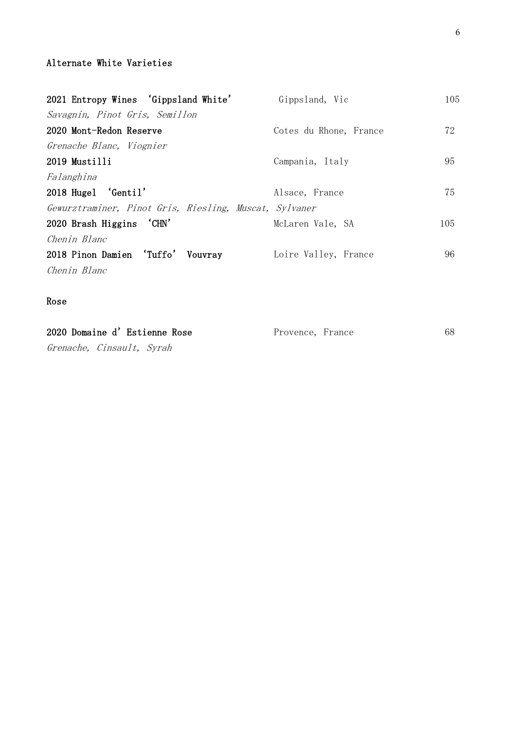## Alternate White Varieties

**2021 Entropy Wines 'Gippsland White'** Gippsland, Vic 105
*Savagnin, Pinot Gris, Semillon*

**2020 Mont-Redon Reserve** Cotes du Rhone, France 72
*Grenache Blanc, Viognier*

**2019 Mustilli** Campania, Italy 95
*Falanghina*

**2018 Hugel 'Gentil'** Alsace, France 75
*Gewurztraminer, Pinot Gris, Riesling, Muscat, Sylvaner*

**2020 Brash Higgins 'CHN'** McLaren Vale, SA 105
*Chenin Blanc*

**2018 Pinon Damien 'Tuffo' Vouvray** Loire Valley, France 96
*Chenin Blanc*

## Rose

**2020 Domaine d' Estienne Rose** Provence, France 68
*Grenache, Cinsault, Syrah*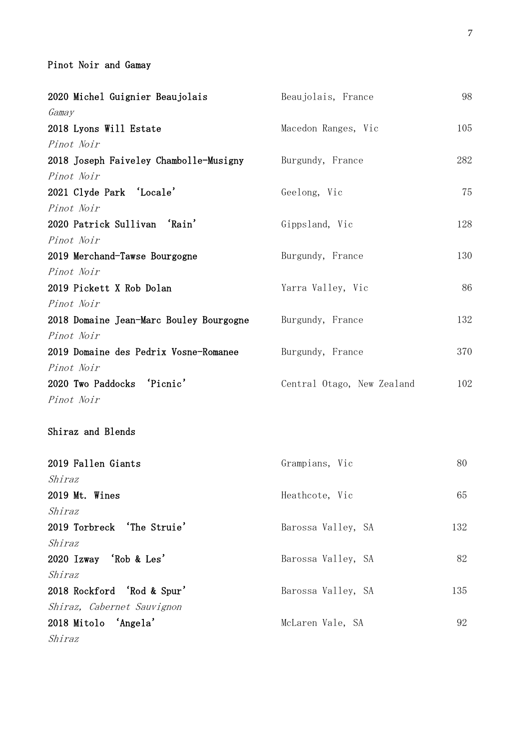## Pinot Noir and Gamay

| Wine | Region | Price |
|---|---|---|
| **2020 Michel Guignier Beaujolais**<br>*Gamay* | Beaujolais, France | 98 |
| **2018 Lyons Will Estate**<br>*Pinot Noir* | Macedon Ranges, Vic | 105 |
| **2018 Joseph Faiveley Chambolle-Musigny**<br>*Pinot Noir* | Burgundy, France | 282 |
| **2021 Clyde Park 'Locale'**<br>*Pinot Noir* | Geelong, Vic | 75 |
| **2020 Patrick Sullivan 'Rain'**<br>*Pinot Noir* | Gippsland, Vic | 128 |
| **2019 Merchand-Tawse Bourgogne**<br>*Pinot Noir* | Burgundy, France | 130 |
| **2019 Pickett X Rob Dolan**<br>*Pinot Noir* | Yarra Valley, Vic | 86 |
| **2018 Domaine Jean-Marc Bouley Bourgogne**<br>*Pinot Noir* | Burgundy, France | 132 |
| **2019 Domaine des Pedrix Vosne-Romanee**<br>*Pinot Noir* | Burgundy, France | 370 |
| **2020 Two Paddocks 'Picnic'**<br>*Pinot Noir* | Central Otago, New Zealand | 102 |

## Shiraz and Blends

| Wine | Region | Price |
|---|---|---|
| **2019 Fallen Giants**<br>*Shiraz* | Grampians, Vic | 80 |
| **2019 Mt. Wines**<br>*Shiraz* | Heathcote, Vic | 65 |
| **2019 Torbreck 'The Struie'**<br>*Shiraz* | Barossa Valley, SA | 132 |
| **2020 Izway 'Rob & Les'**<br>*Shiraz* | Barossa Valley, SA | 82 |
| **2018 Rockford 'Rod & Spur'**<br>*Shiraz, Cabernet Sauvignon* | Barossa Valley, SA | 135 |
| **2018 Mitolo 'Angela'**<br>*Shiraz* | McLaren Vale, SA | 92 |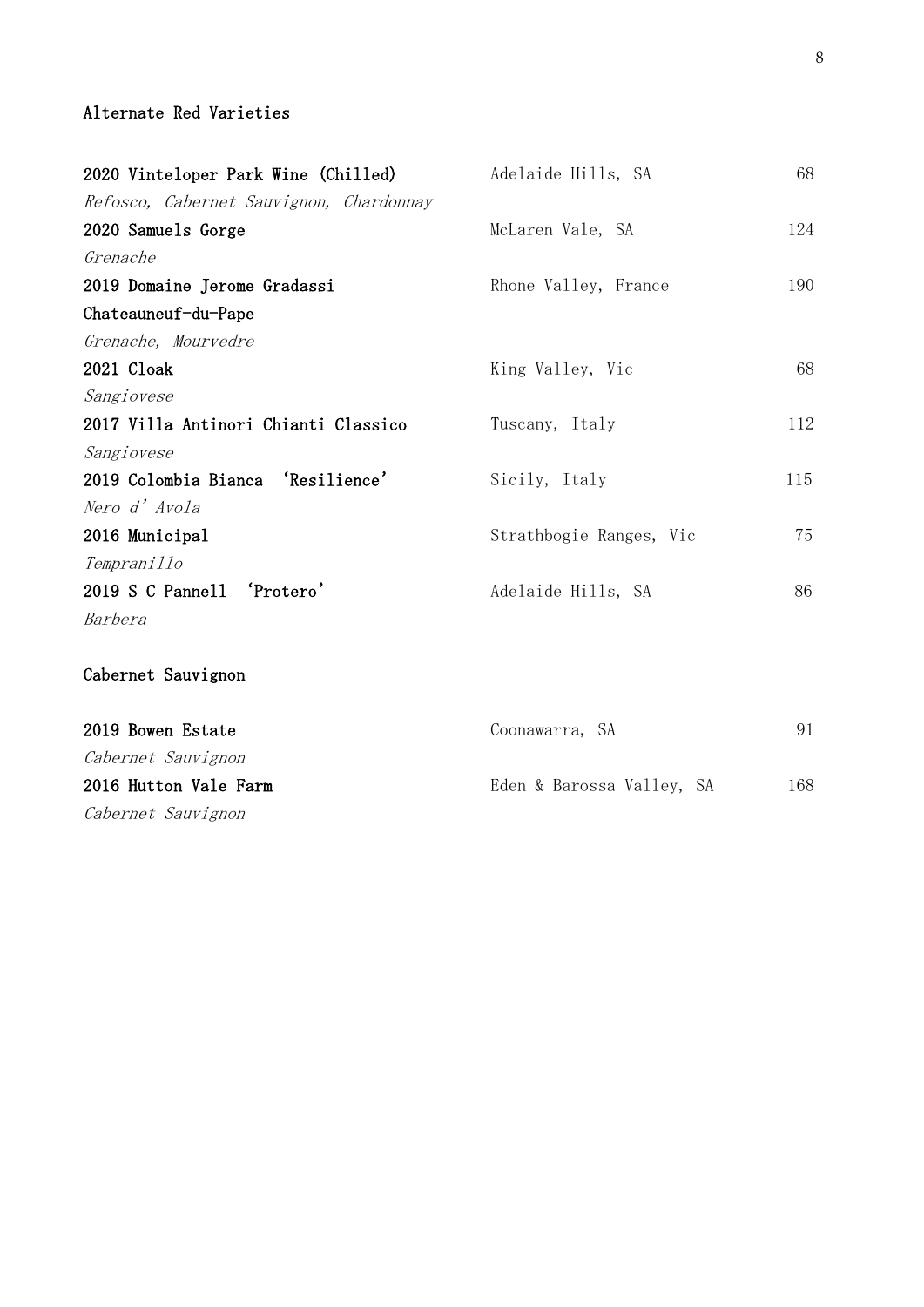## Alternate Red Varieties

| Wine | Region | Price |
|---|---|---|
| **2020 Vinteloper Park Wine (Chilled)**<br>*Refosco, Cabernet Sauvignon, Chardonnay* | Adelaide Hills, SA | 68 |
| **2020 Samuels Gorge**<br>*Grenache* | McLaren Vale, SA | 124 |
| **2019 Domaine Jerome Gradassi Chateauneuf-du-Pape**<br>*Grenache, Mourvedre* | Rhone Valley, France | 190 |
| **2021 Cloak**<br>*Sangiovese* | King Valley, Vic | 68 |
| **2017 Villa Antinori Chianti Classico**<br>*Sangiovese* | Tuscany, Italy | 112 |
| **2019 Colombia Bianca 'Resilience'**<br>*Nero d'Avola* | Sicily, Italy | 115 |
| **2016 Municipal**<br>*Tempranillo* | Strathbogie Ranges, Vic | 75 |
| **2019 S C Pannell 'Protero'**<br>*Barbera* | Adelaide Hills, SA | 86 |

## Cabernet Sauvignon

| Wine | Region | Price |
|---|---|---|
| **2019 Bowen Estate**<br>*Cabernet Sauvignon* | Coonawarra, SA | 91 |
| **2016 Hutton Vale Farm**<br>*Cabernet Sauvignon* | Eden & Barossa Valley, SA | 168 |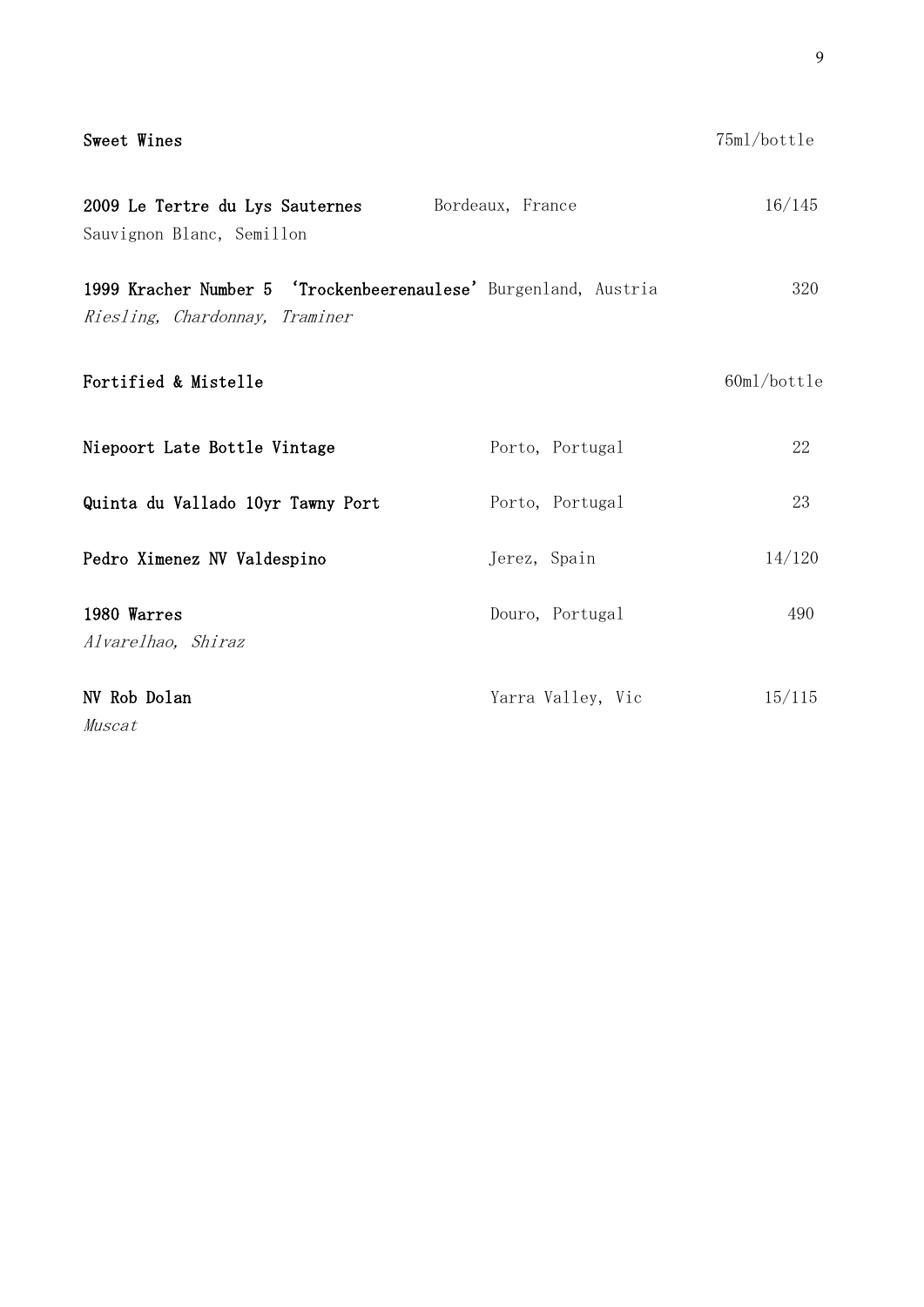## Sweet Wines

75ml/bottle

**2009 Le Tertre du Lys Sauternes** Bordeaux, France 16/145
Sauvignon Blanc, Semillon

**1999 Kracher Number 5 'Trockenbeerenaulese'** Burgenland, Austria 320
*Riesling, Chardonnay, Traminer*

## Fortified & Mistelle

60ml/bottle

**Niepoort Late Bottle Vintage** Porto, Portugal 22

**Quinta du Vallado 10yr Tawny Port** Porto, Portugal 23

**Pedro Ximenez NV Valdespino** Jerez, Spain 14/120

**1980 Warres** Douro, Portugal 490
*Alvarelhao, Shiraz*

**NV Rob Dolan** Yarra Valley, Vic 15/115
*Muscat*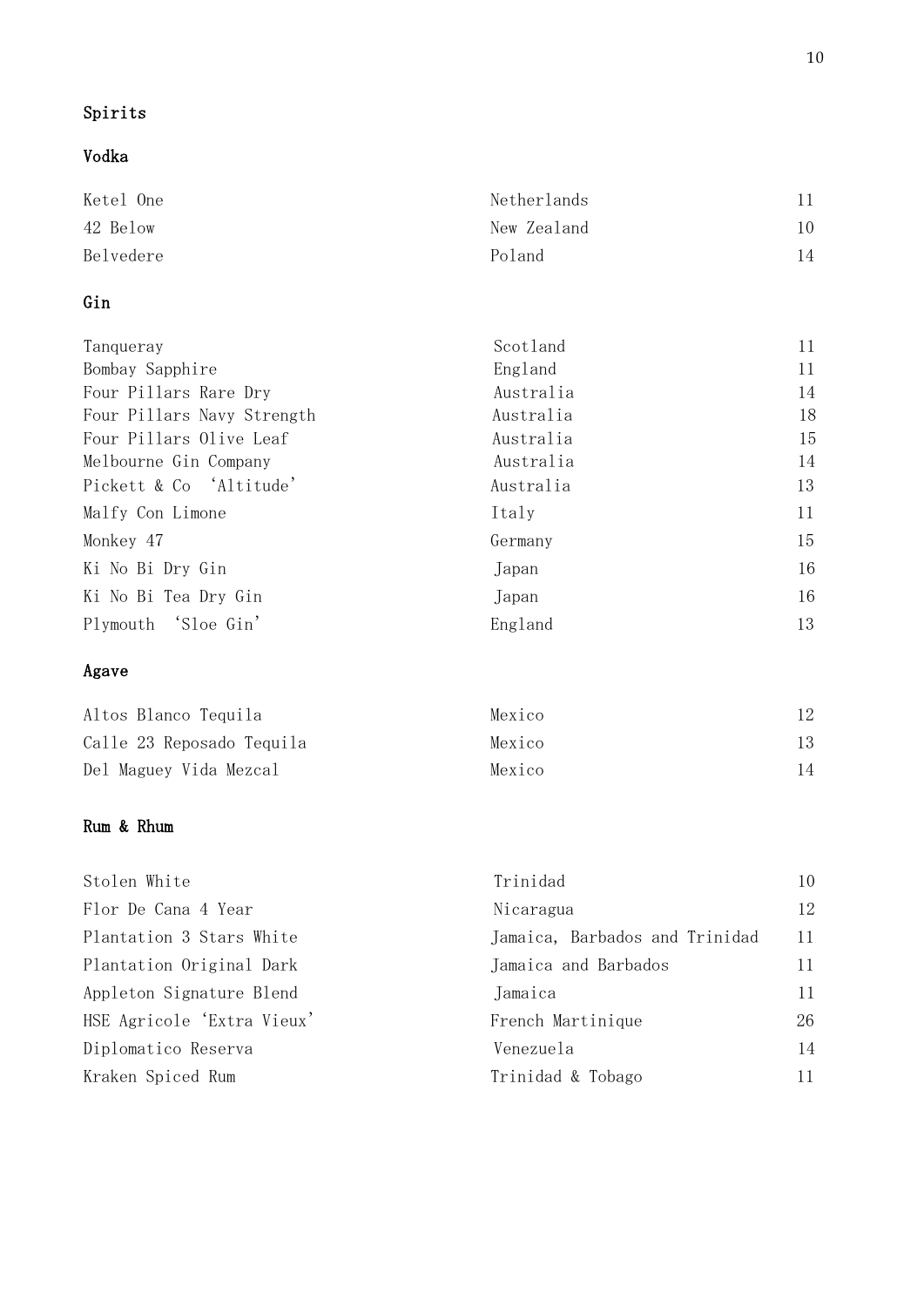# Spirits

## Vodka

| | | |
|---|---|---|
| Ketel One | Netherlands | 11 |
| 42 Below | New Zealand | 10 |
| Belvedere | Poland | 14 |

## Gin

| | | |
|---|---|---|
| Tanqueray | Scotland | 11 |
| Bombay Sapphire | England | 11 |
| Four Pillars Rare Dry | Australia | 14 |
| Four Pillars Navy Strength | Australia | 18 |
| Four Pillars Olive Leaf | Australia | 15 |
| Melbourne Gin Company | Australia | 14 |
| Pickett & Co 'Altitude' | Australia | 13 |
| Malfy Con Limone | Italy | 11 |
| Monkey 47 | Germany | 15 |
| Ki No Bi Dry Gin | Japan | 16 |
| Ki No Bi Tea Dry Gin | Japan | 16 |
| Plymouth 'Sloe Gin' | England | 13 |

## Agave

| | | |
|---|---|---|
| Altos Blanco Tequila | Mexico | 12 |
| Calle 23 Reposado Tequila | Mexico | 13 |
| Del Maguey Vida Mezcal | Mexico | 14 |

## Rum & Rhum

| | | |
|---|---|---|
| Stolen White | Trinidad | 10 |
| Flor De Cana 4 Year | Nicaragua | 12 |
| Plantation 3 Stars White | Jamaica, Barbados and Trinidad | 11 |
| Plantation Original Dark | Jamaica and Barbados | 11 |
| Appleton Signature Blend | Jamaica | 11 |
| HSE Agricole 'Extra Vieux' | French Martinique | 26 |
| Diplomatico Reserva | Venezuela | 14 |
| Kraken Spiced Rum | Trinidad & Tobago | 11 |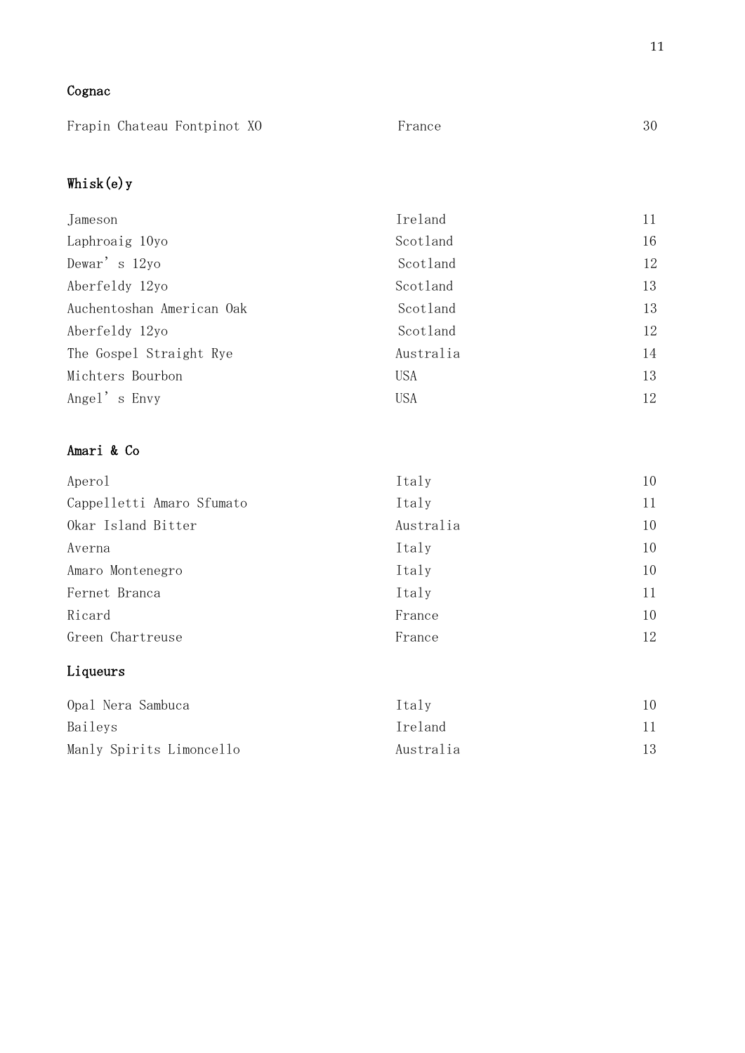## Cognac

| | | |
|---|---|---|
| Frapin Chateau Fontpinot XO | France | 30 |

## Whisk(e)y

| | | |
|---|---|---|
| Jameson | Ireland | 11 |
| Laphroaig 10yo | Scotland | 16 |
| Dewar's 12yo | Scotland | 12 |
| Aberfeldy 12yo | Scotland | 13 |
| Auchentoshan American Oak | Scotland | 13 |
| Aberfeldy 12yo | Scotland | 12 |
| The Gospel Straight Rye | Australia | 14 |
| Michters Bourbon | USA | 13 |
| Angel's Envy | USA | 12 |

## Amari & Co

| | | |
|---|---|---|
| Aperol | Italy | 10 |
| Cappelletti Amaro Sfumato | Italy | 11 |
| Okar Island Bitter | Australia | 10 |
| Averna | Italy | 10 |
| Amaro Montenegro | Italy | 10 |
| Fernet Branca | Italy | 11 |
| Ricard | France | 10 |
| Green Chartreuse | France | 12 |

## Liqueurs

| | | |
|---|---|---|
| Opal Nera Sambuca | Italy | 10 |
| Baileys | Ireland | 11 |
| Manly Spirits Limoncello | Australia | 13 |